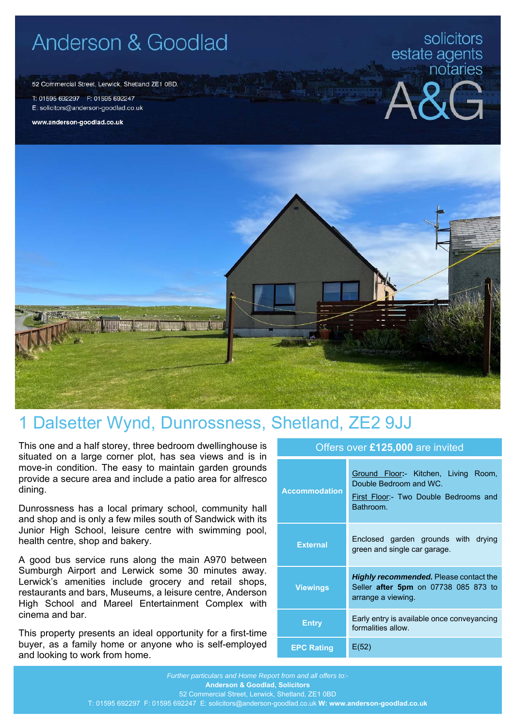# Anderson & Goodlad

52 Commercial Street, Lerwick, Shetland ZE1 0BD.

T: 01595 692297 F: 01595 692247
E: solicitors@anderson-goodlad.co.uk

**www.anderson-goodlad.co.uk**

solicitors
estate agents
notaries

A&G

## 1 Dalsetter Wynd, Dunrossness, Shetland, ZE2 9JJ

This one and a half storey, three bedroom dwellinghouse is situated on a large corner plot, has sea views and is in move-in condition. The easy to maintain garden grounds provide a secure area and include a patio area for alfresco dining.

Dunrossness has a local primary school, community hall and shop and is only a few miles south of Sandwick with its Junior High School, leisure centre with swimming pool, health centre, shop and bakery.

A good bus service runs along the main A970 between Sumburgh Airport and Lerwick some 30 minutes away. Lerwick's amenities include grocery and retail shops, restaurants and bars, Museums, a leisure centre, Anderson High School and Mareel Entertainment Complex with cinema and bar.

This property presents an ideal opportunity for a first-time buyer, as a family home or anyone who is self-employed and looking to work from home.

| Offers over **£125,000** are invited | |
|---|---|
| **Accommodation** | Ground Floor:- Kitchen, Living Room, Double Bedroom and WC.<br>First Floor:- Two Double Bedrooms and Bathroom. |
| **External** | Enclosed garden grounds with drying green and single car garage. |
| **Viewings** | ***Highly recommended.*** Please contact the Seller **after 5pm** on 07738 085 873 to arrange a viewing. |
| **Entry** | Early entry is available once conveyancing formalities allow. |
| **EPC Rating** | E(52) |

*Further particulars and Home Report from and all offers to:-*
**Anderson & Goodlad, Solicitors**
52 Commercial Street, Lerwick, Shetland, ZE1 0BD
T: 01595 692297 F: 01595 692247 E: solicitors@anderson-goodlad.co.uk **W: www.anderson-goodlad.co.uk**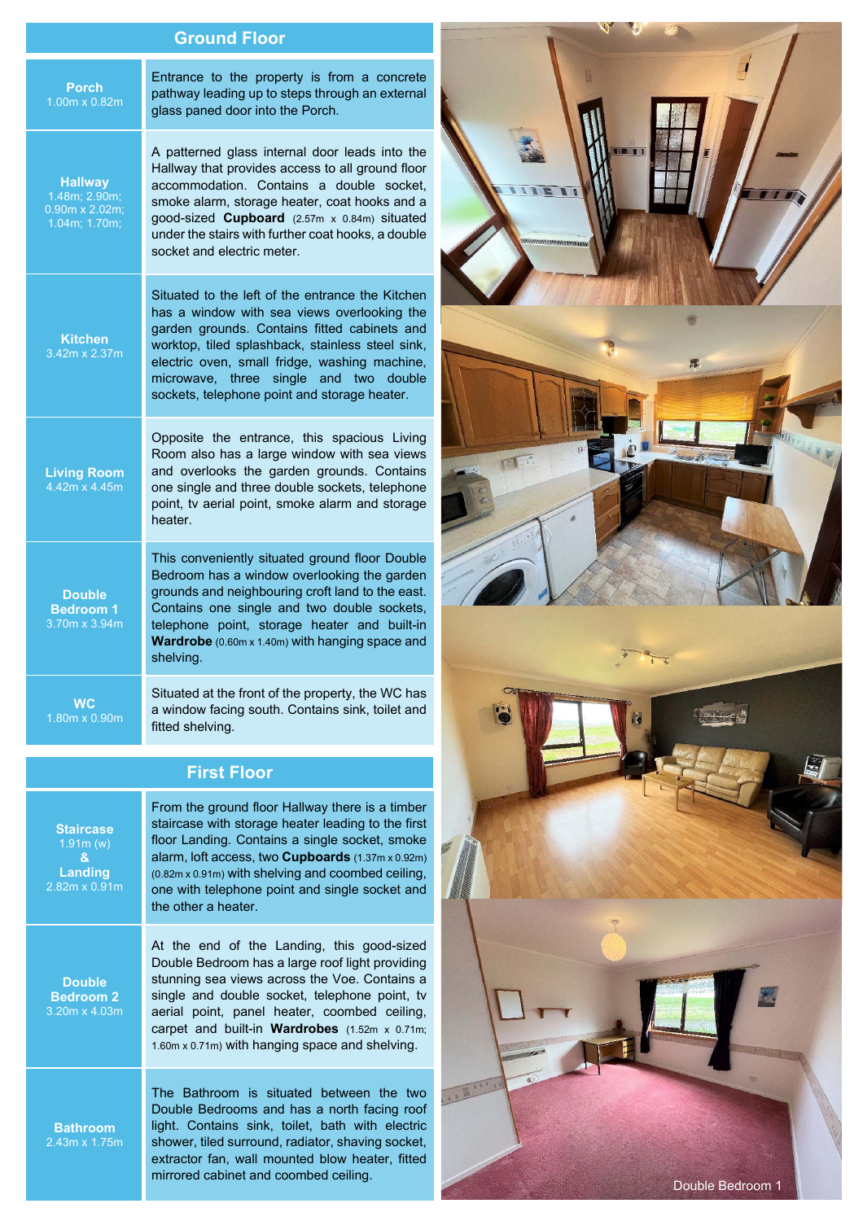## Ground Floor

| Room | Description |
| --- | --- |
| **Porch** 1.00m x 0.82m | Entrance to the property is from a concrete pathway leading up to steps through an external glass paned door into the Porch. |
| **Hallway** 1.48m; 2.90m; 0.90m x 2.02m; 1.04m; 1.70m; | A patterned glass internal door leads into the Hallway that provides access to all ground floor accommodation. Contains a double socket, smoke alarm, storage heater, coat hooks and a good-sized **Cupboard** (2.57m x 0.84m) situated under the stairs with further coat hooks, a double socket and electric meter. |
| **Kitchen** 3.42m x 2.37m | Situated to the left of the entrance the Kitchen has a window with sea views overlooking the garden grounds. Contains fitted cabinets and worktop, tiled splashback, stainless steel sink, electric oven, small fridge, washing machine, microwave, three single and two double sockets, telephone point and storage heater. |
| **Living Room** 4.42m x 4.45m | Opposite the entrance, this spacious Living Room also has a large window with sea views and overlooks the garden grounds. Contains one single and three double sockets, telephone point, tv aerial point, smoke alarm and storage heater. |
| **Double Bedroom 1** 3.70m x 3.94m | This conveniently situated ground floor Double Bedroom has a window overlooking the garden grounds and neighbouring croft land to the east. Contains one single and two double sockets, telephone point, storage heater and built-in **Wardrobe** (0.60m x 1.40m) with hanging space and shelving. |
| **WC** 1.80m x 0.90m | Situated at the front of the property, the WC has a window facing south. Contains sink, toilet and fitted shelving. |

## First Floor

| Room | Description |
| --- | --- |
| **Staircase** 1.91m (w) **&** **Landing** 2.82m x 0.91m | From the ground floor Hallway there is a timber staircase with storage heater leading to the first floor Landing. Contains a single socket, smoke alarm, loft access, two **Cupboards** (1.37m x 0.92m) (0.82m x 0.91m) with shelving and coombed ceiling, one with telephone point and single socket and the other a heater. |
| **Double Bedroom 2** 3.20m x 4.03m | At the end of the Landing, this good-sized Double Bedroom has a large roof light providing stunning sea views across the Voe. Contains a single and double socket, telephone point, tv aerial point, panel heater, coombed ceiling, carpet and built-in **Wardrobes** (1.52m x 0.71m; 1.60m x 0.71m) with hanging space and shelving. |
| **Bathroom** 2.43m x 1.75m | The Bathroom is situated between the two Double Bedrooms and has a north facing roof light. Contains sink, toilet, bath with electric shower, tiled surround, radiator, shaving socket, extractor fan, wall mounted blow heater, fitted mirrored cabinet and coombed ceiling. |

Double Bedroom 1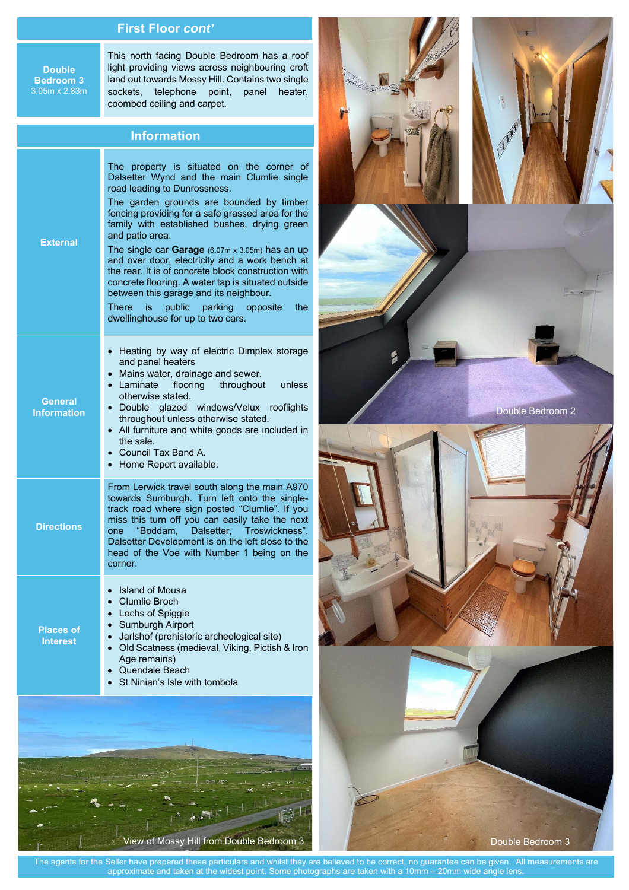## First Floor *cont'*

| | |
|---|---|
| **Double Bedroom 3** 3.05m x 2.83m | This north facing Double Bedroom has a roof light providing views across neighbouring croft land out towards Mossy Hill. Contains two single sockets, telephone point, panel heater, coombed ceiling and carpet. |

## Information

| | |
|---|---|
| **External** | The property is situated on the corner of Dalsetter Wynd and the main Clumlie single road leading to Dunrossness. The garden grounds are bounded by timber fencing providing for a safe grassed area for the family with established bushes, drying green and patio area. The single car **Garage** (6.07m x 3.05m) has an up and over door, electricity and a work bench at the rear. It is of concrete block construction with concrete flooring. A water tap is situated outside between this garage and its neighbour. There is public parking opposite the dwellinghouse for up to two cars. |
| **General Information** | • Heating by way of electric Dimplex storage and panel heaters<br>• Mains water, drainage and sewer.<br>• Laminate flooring throughout unless otherwise stated.<br>• Double glazed windows/Velux rooflights throughout unless otherwise stated.<br>• All furniture and white goods are included in the sale.<br>• Council Tax Band A.<br>• Home Report available. |
| **Directions** | From Lerwick travel south along the main A970 towards Sumburgh. Turn left onto the single-track road where sign posted "Clumlie". If you miss this turn off you can easily take the next one "Boddam, Dalsetter, Troswickness". Dalsetter Development is on the left close to the head of the Voe with Number 1 being on the corner. |
| **Places of Interest** | • Island of Mousa<br>• Clumlie Broch<br>• Lochs of Spiggie<br>• Sumburgh Airport<br>• Jarlshof (prehistoric archeological site)<br>• Old Scatness (medieval, Viking, Pictish & Iron Age remains)<br>• Quendale Beach<br>• St Ninian's Isle with tombola |

View of Mossy Hill from Double Bedroom 3

Double Bedroom 2

Double Bedroom 3

The agents for the Seller have prepared these particulars and whilst they are believed to be correct, no guarantee can be given. All measurements are approximate and taken at the widest point. Some photographs are taken with a 10mm – 20mm wide angle lens.